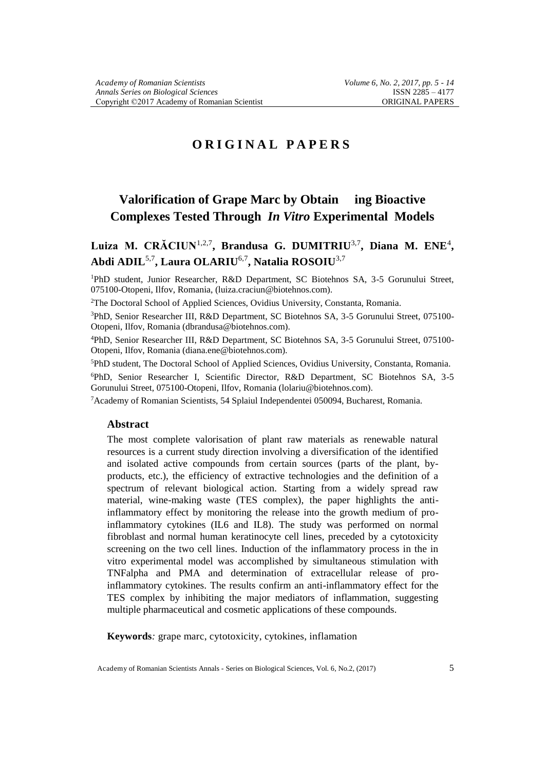# ORIGINAL PAPERS

## Valorification of Grape Marc by Obtaining Bioactive Complexes Tested Through *In Vitro* Experimental Models

**Luiza M. CRĂCIUN**[1,2,7], **Brandusa G. DUMITRIU**[3,7], **Diana M. ENE**[4], **Abdi ADIL**[5,7], **Laura OLARIU**[6,7], **Natalia ROSOIU**[3,7]

[1]PhD student, Junior Researcher, R&D Department, SC Biotehnos SA, 3-5 Gorunului Street, 075100-Otopeni, Ilfov, Romania, (luiza.craciun@biotehnos.com).

[2]The Doctoral School of Applied Sciences, Ovidius University, Constanta, Romania.

[3]PhD, Senior Researcher III, R&D Department, SC Biotehnos SA, 3-5 Gorunului Street, 075100-Otopeni, Ilfov, Romania (dbrandusa@biotehnos.com).

[4]PhD, Senior Researcher III, R&D Department, SC Biotehnos SA, 3-5 Gorunului Street, 075100-Otopeni, Ilfov, Romania (diana.ene@biotehnos.com).

[5]PhD student, The Doctoral School of Applied Sciences, Ovidius University, Constanta, Romania.

[6]PhD, Senior Researcher I, Scientific Director, R&D Department, SC Biotehnos SA, 3-5 Gorunului Street, 075100-Otopeni, Ilfov, Romania (lolariu@biotehnos.com).

[7]Academy of Romanian Scientists, 54 Splaiul Independentei 050094, Bucharest, Romania.

### Abstract

The most complete valorisation of plant raw materials as renewable natural resources is a current study direction involving a diversification of the identified and isolated active compounds from certain sources (parts of the plant, by-products, etc.), the efficiency of extractive technologies and the definition of a spectrum of relevant biological action. Starting from a widely spread raw material, wine-making waste (TES complex), the paper highlights the anti-inflammatory effect by monitoring the release into the growth medium of pro-inflammatory cytokines (IL6 and IL8). The study was performed on normal fibroblast and normal human keratinocyte cell lines, preceded by a cytotoxicity screening on the two cell lines. Induction of the inflammatory process in the in vitro experimental model was accomplished by simultaneous stimulation with TNFalpha and PMA and determination of extracellular release of pro-inflammatory cytokines. The results confirm an anti-inflammatory effect for the TES complex by inhibiting the major mediators of inflammation, suggesting multiple pharmaceutical and cosmetic applications of these compounds.

**Keywords***:* grape marc, cytotoxicity, cytokines, inflamation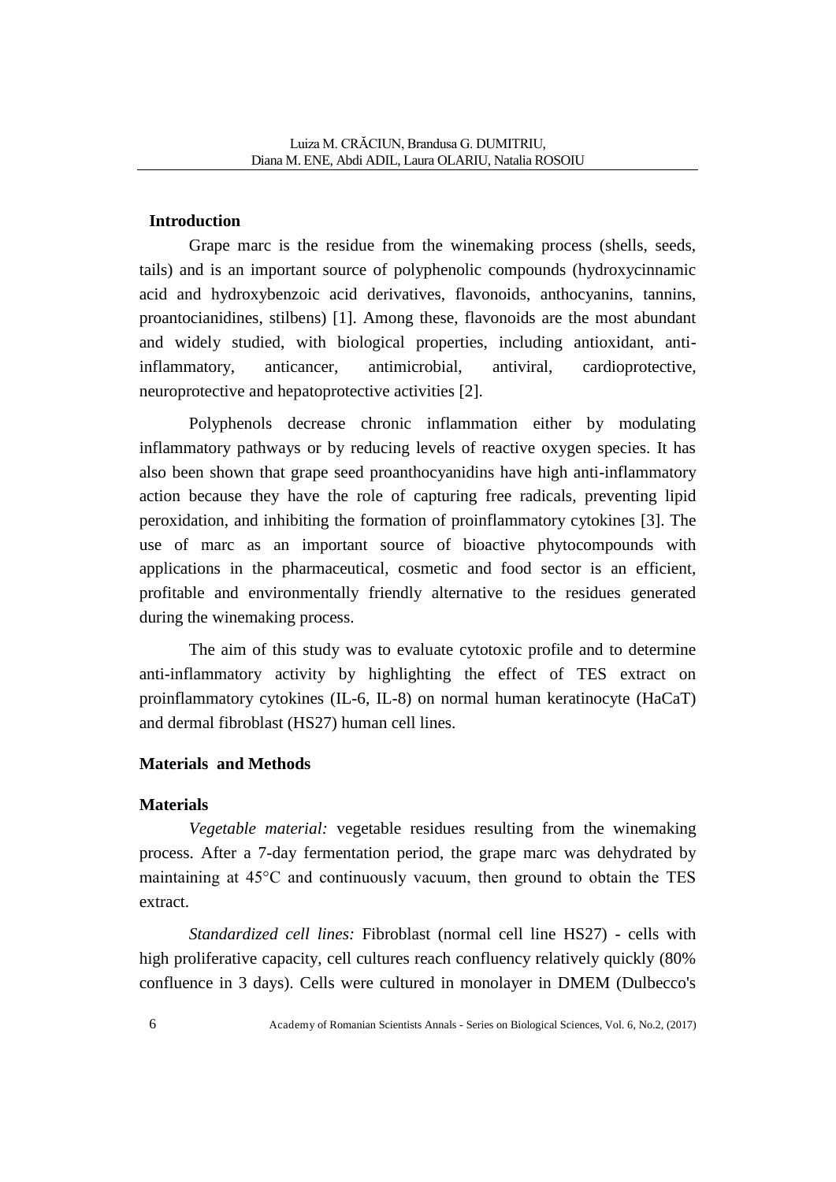## Introduction

Grape marc is the residue from the winemaking process (shells, seeds, tails) and is an important source of polyphenolic compounds (hydroxycinnamic acid and hydroxybenzoic acid derivatives, flavonoids, anthocyanins, tannins, proantocianidines, stilbens) [1]. Among these, flavonoids are the most abundant and widely studied, with biological properties, including antioxidant, anti-inflammatory, anticancer, antimicrobial, antiviral, cardioprotective, neuroprotective and hepatoprotective activities [2].

Polyphenols decrease chronic inflammation either by modulating inflammatory pathways or by reducing levels of reactive oxygen species. It has also been shown that grape seed proanthocyanidins have high anti-inflammatory action because they have the role of capturing free radicals, preventing lipid peroxidation, and inhibiting the formation of proinflammatory cytokines [3]. The use of marc as an important source of bioactive phytocompounds with applications in the pharmaceutical, cosmetic and food sector is an efficient, profitable and environmentally friendly alternative to the residues generated during the winemaking process.

The aim of this study was to evaluate cytotoxic profile and to determine anti-inflammatory activity by highlighting the effect of TES extract on proinflammatory cytokines (IL-6, IL-8) on normal human keratinocyte (HaCaT) and dermal fibroblast (HS27) human cell lines.

## Materials and Methods

### Materials

*Vegetable material:* vegetable residues resulting from the winemaking process. After a 7-day fermentation period, the grape marc was dehydrated by maintaining at 45°C and continuously vacuum, then ground to obtain the TES extract.

*Standardized cell lines:* Fibroblast (normal cell line HS27) - cells with high proliferative capacity, cell cultures reach confluency relatively quickly (80% confluence in 3 days). Cells were cultured in monolayer in DMEM (Dulbecco's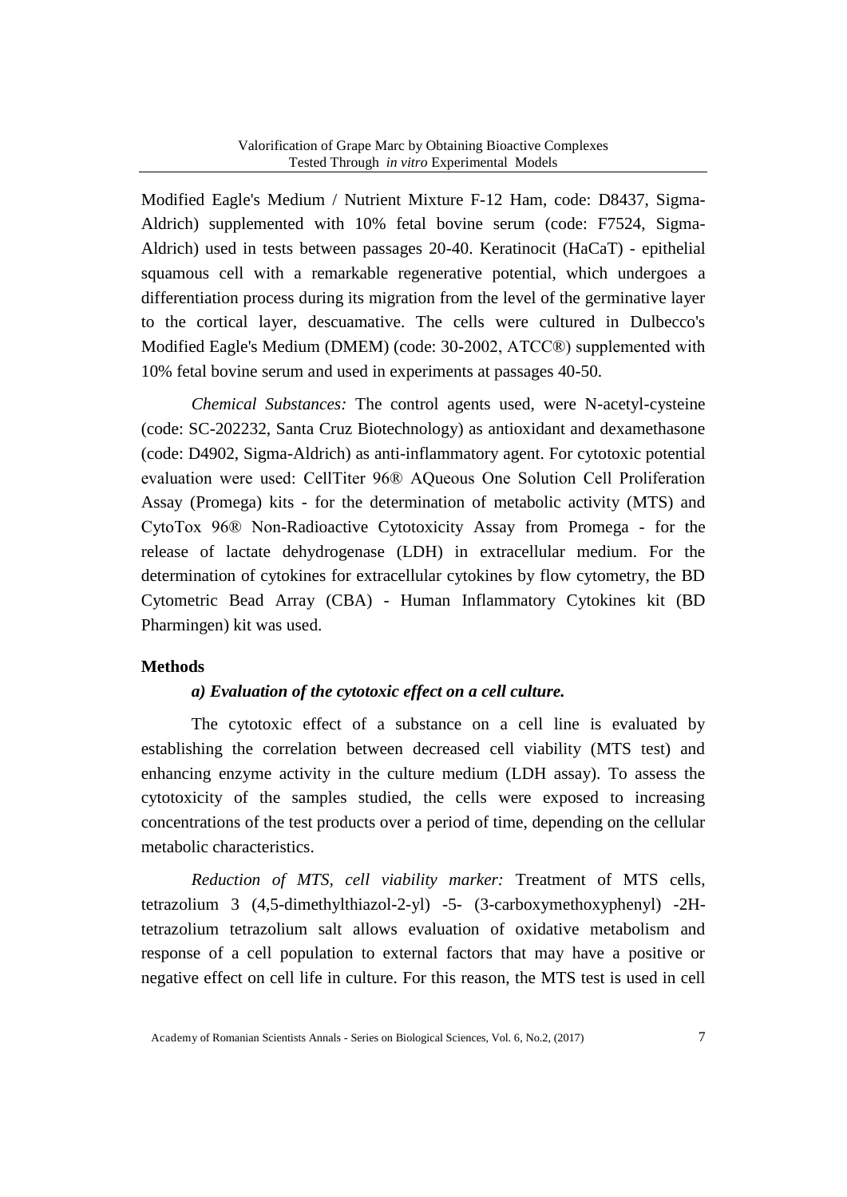Modified Eagle's Medium / Nutrient Mixture F-12 Ham, code: D8437, Sigma-Aldrich) supplemented with 10% fetal bovine serum (code: F7524, Sigma-Aldrich) used in tests between passages 20-40. Keratinocit (HaCaT) - epithelial squamous cell with a remarkable regenerative potential, which undergoes a differentiation process during its migration from the level of the germinative layer to the cortical layer, descuamative. The cells were cultured in Dulbecco's Modified Eagle's Medium (DMEM) (code: 30-2002, ATCC®) supplemented with 10% fetal bovine serum and used in experiments at passages 40-50.

*Chemical Substances:* The control agents used, were N-acetyl-cysteine (code: SC-202232, Santa Cruz Biotechnology) as antioxidant and dexamethasone (code: D4902, Sigma-Aldrich) as anti-inflammatory agent. For cytotoxic potential evaluation were used: CellTiter 96® AQueous One Solution Cell Proliferation Assay (Promega) kits - for the determination of metabolic activity (MTS) and CytoTox 96® Non-Radioactive Cytotoxicity Assay from Promega - for the release of lactate dehydrogenase (LDH) in extracellular medium. For the determination of cytokines for extracellular cytokines by flow cytometry, the BD Cytometric Bead Array (CBA) - Human Inflammatory Cytokines kit (BD Pharmingen) kit was used.

**Methods**

***a) Evaluation of the cytotoxic effect on a cell culture.***

The cytotoxic effect of a substance on a cell line is evaluated by establishing the correlation between decreased cell viability (MTS test) and enhancing enzyme activity in the culture medium (LDH assay). To assess the cytotoxicity of the samples studied, the cells were exposed to increasing concentrations of the test products over a period of time, depending on the cellular metabolic characteristics.

*Reduction of MTS, cell viability marker:* Treatment of MTS cells, tetrazolium 3 (4,5-dimethylthiazol-2-yl) -5- (3-carboxymethoxyphenyl) -2H-tetrazolium tetrazolium salt allows evaluation of oxidative metabolism and response of a cell population to external factors that may have a positive or negative effect on cell life in culture. For this reason, the MTS test is used in cell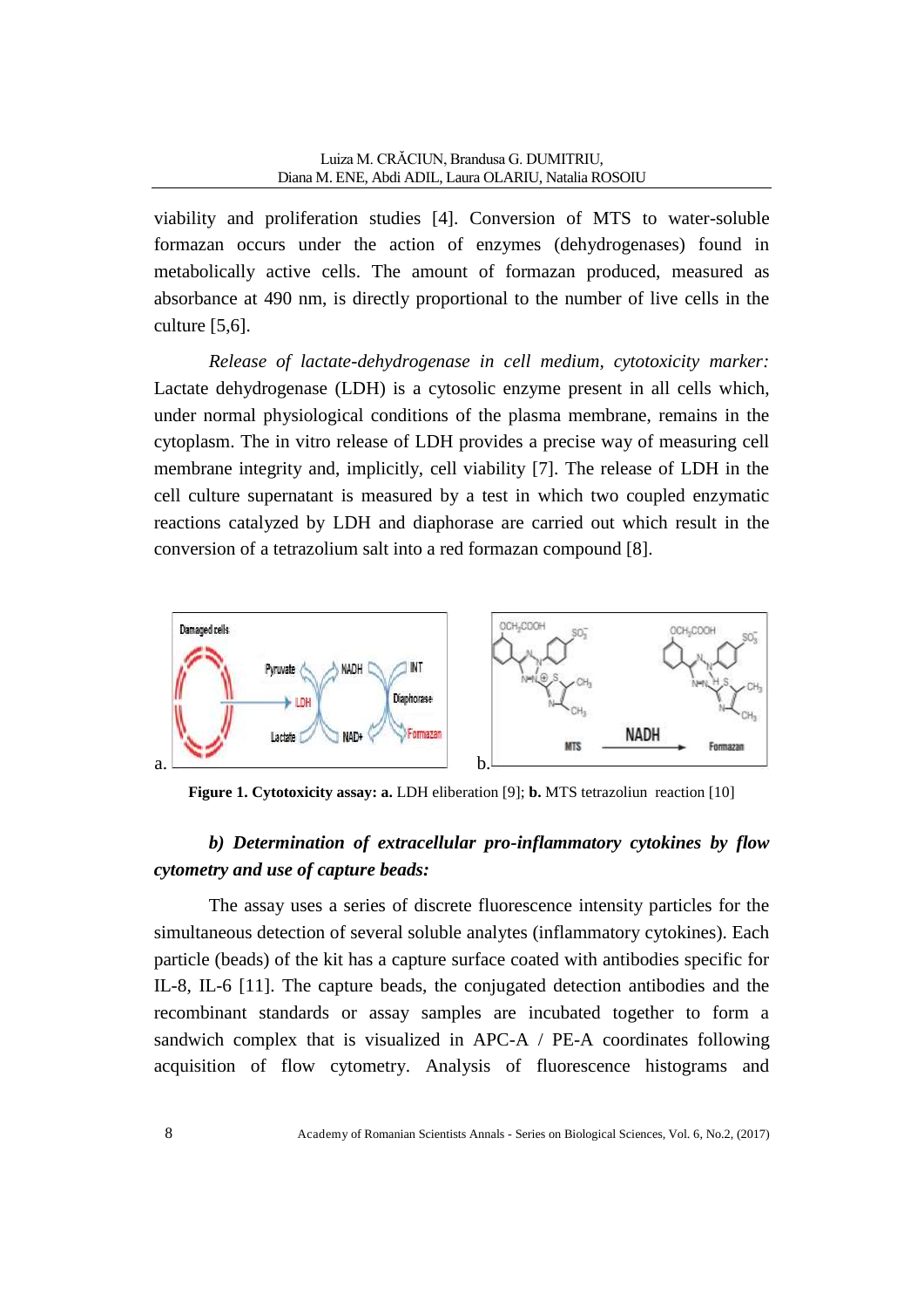viability and proliferation studies [4]. Conversion of MTS to water-soluble formazan occurs under the action of enzymes (dehydrogenases) found in metabolically active cells. The amount of formazan produced, measured as absorbance at 490 nm, is directly proportional to the number of live cells in the culture [5,6].

*Release of lactate-dehydrogenase in cell medium, cytotoxicity marker:* Lactate dehydrogenase (LDH) is a cytosolic enzyme present in all cells which, under normal physiological conditions of the plasma membrane, remains in the cytoplasm. The in vitro release of LDH provides a precise way of measuring cell membrane integrity and, implicitly, cell viability [7]. The release of LDH in the cell culture supernatant is measured by a test in which two coupled enzymatic reactions catalyzed by LDH and diaphorase are carried out which result in the conversion of a tetrazolium salt into a red formazan compound [8].

**Figure 1. Cytotoxicity assay: a.** LDH eliberation [9]; **b.** MTS tetrazoliun reaction [10]

***b) Determination of extracellular pro-inflammatory cytokines by flow cytometry and use of capture beads:***

The assay uses a series of discrete fluorescence intensity particles for the simultaneous detection of several soluble analytes (inflammatory cytokines). Each particle (beads) of the kit has a capture surface coated with antibodies specific for IL-8, IL-6 [11]. The capture beads, the conjugated detection antibodies and the recombinant standards or assay samples are incubated together to form a sandwich complex that is visualized in APC-A / PE-A coordinates following acquisition of flow cytometry. Analysis of fluorescence histograms and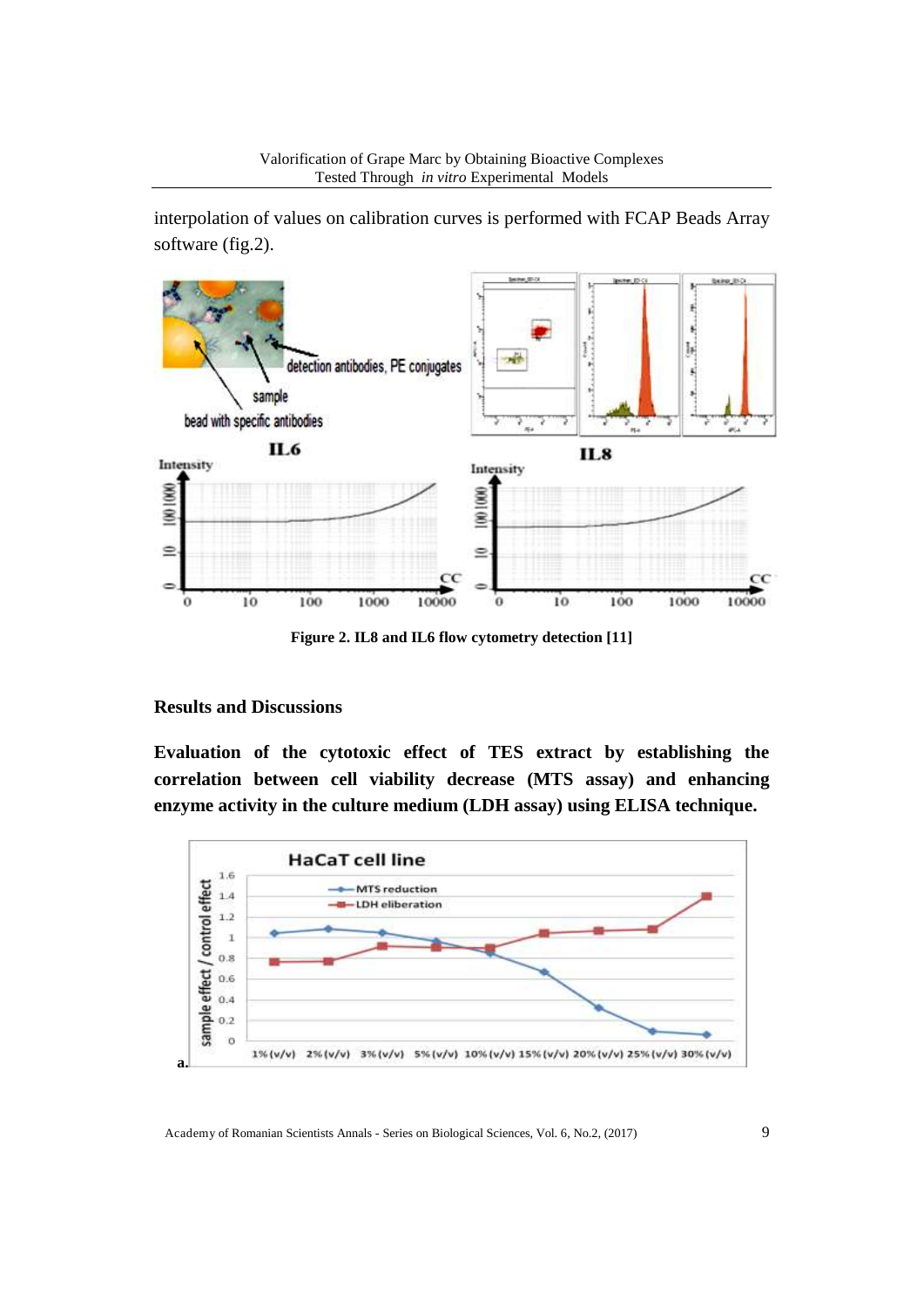interpolation of values on calibration curves is performed with FCAP Beads Array software (fig.2).

**Figure 2. IL8 and IL6 flow cytometry detection [11]**

## Results and Discussions

**Evaluation of the cytotoxic effect of TES extract by establishing the correlation between cell viability decrease (MTS assay) and enhancing enzyme activity in the culture medium (LDH assay) using ELISA technique.**

a.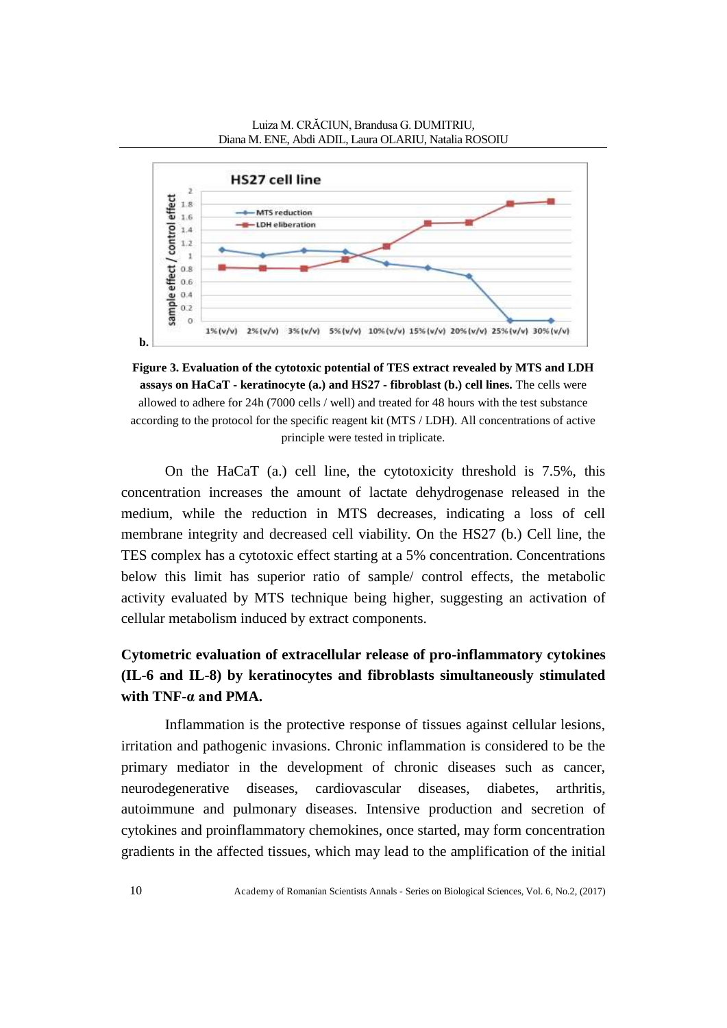b.

**Figure 3. Evaluation of the cytotoxic potential of TES extract revealed by MTS and LDH assays on HaCaT - keratinocyte (a.) and HS27 - fibroblast (b.) cell lines.** The cells were allowed to adhere for 24h (7000 cells / well) and treated for 48 hours with the test substance according to the protocol for the specific reagent kit (MTS / LDH). All concentrations of active principle were tested in triplicate.

On the HaCaT (a.) cell line, the cytotoxicity threshold is 7.5%, this concentration increases the amount of lactate dehydrogenase released in the medium, while the reduction in MTS decreases, indicating a loss of cell membrane integrity and decreased cell viability. On the HS27 (b.) Cell line, the TES complex has a cytotoxic effect starting at a 5% concentration. Concentrations below this limit has superior ratio of sample/ control effects, the metabolic activity evaluated by MTS technique being higher, suggesting an activation of cellular metabolism induced by extract components.

## Cytometric evaluation of extracellular release of pro-inflammatory cytokines (IL-6 and IL-8) by keratinocytes and fibroblasts simultaneously stimulated with TNF-α and PMA.

Inflammation is the protective response of tissues against cellular lesions, irritation and pathogenic invasions. Chronic inflammation is considered to be the primary mediator in the development of chronic diseases such as cancer, neurodegenerative diseases, cardiovascular diseases, diabetes, arthritis, autoimmune and pulmonary diseases. Intensive production and secretion of cytokines and proinflammatory chemokines, once started, may form concentration gradients in the affected tissues, which may lead to the amplification of the initial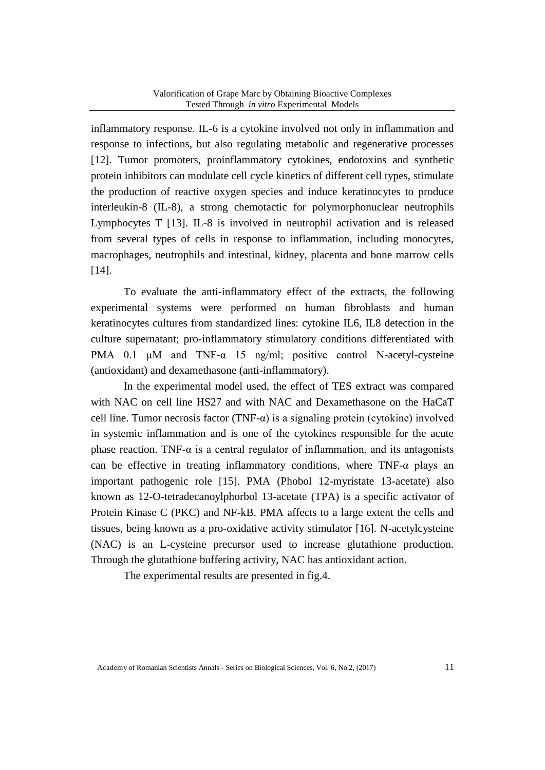inflammatory response. IL-6 is a cytokine involved not only in inflammation and response to infections, but also regulating metabolic and regenerative processes [12]. Tumor promoters, proinflammatory cytokines, endotoxins and synthetic protein inhibitors can modulate cell cycle kinetics of different cell types, stimulate the production of reactive oxygen species and induce keratinocytes to produce interleukin-8 (IL-8), a strong chemotactic for polymorphonuclear neutrophils Lymphocytes T [13]. IL-8 is involved in neutrophil activation and is released from several types of cells in response to inflammation, including monocytes, macrophages, neutrophils and intestinal, kidney, placenta and bone marrow cells [14].

To evaluate the anti-inflammatory effect of the extracts, the following experimental systems were performed on human fibroblasts and human keratinocytes cultures from standardized lines: cytokine IL6, IL8 detection in the culture supernatant; pro-inflammatory stimulatory conditions differentiated with PMA 0.1 μM and TNF-α 15 ng/ml; positive control N-acetyl-cysteine (antioxidant) and dexamethasone (anti-inflammatory).

In the experimental model used, the effect of TES extract was compared with NAC on cell line HS27 and with NAC and Dexamethasone on the HaCaT cell line. Tumor necrosis factor (TNF-α) is a signaling protein (cytokine) involved in systemic inflammation and is one of the cytokines responsible for the acute phase reaction. TNF-α is a central regulator of inflammation, and its antagonists can be effective in treating inflammatory conditions, where TNF-α plays an important pathogenic role [15]. PMA (Phobol 12-myristate 13-acetate) also known as 12-O-tetradecanoylphorbol 13-acetate (TPA) is a specific activator of Protein Kinase C (PKC) and NF-kB. PMA affects to a large extent the cells and tissues, being known as a pro-oxidative activity stimulator [16]. N-acetylcysteine (NAC) is an L-cysteine precursor used to increase glutathione production. Through the glutathione buffering activity, NAC has antioxidant action.

The experimental results are presented in fig.4.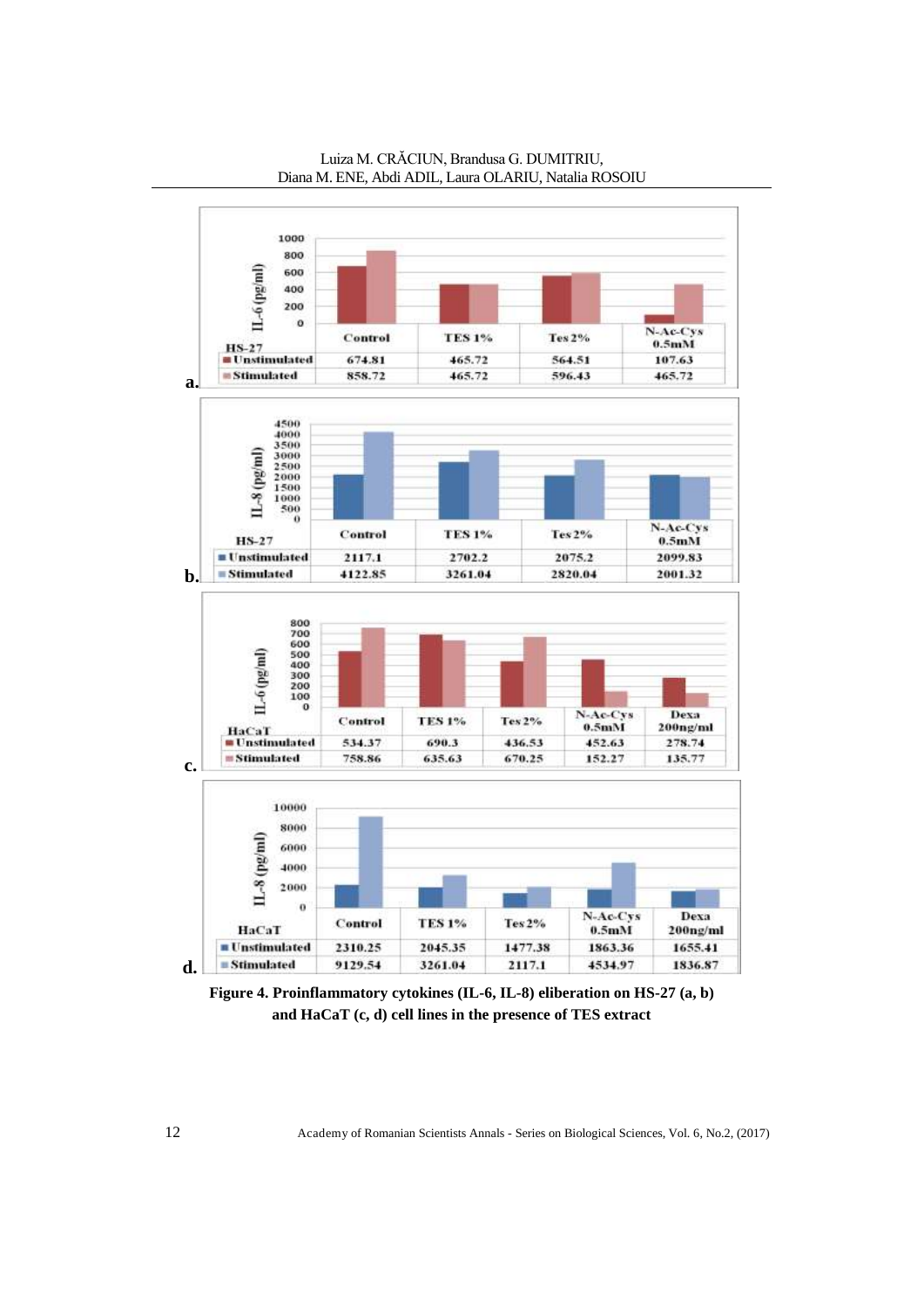| HS-27 | Control | TES 1% | Tes 2% | N-Ac-Cys 0.5mM |
|---|---|---|---|---|
| Unstimulated | 674.81 | 465.72 | 564.51 | 107.63 |
| Stimulated | 858.72 | 465.72 | 596.43 | 465.72 |

a.

| HS-27 | Control | TES 1% | Tes 2% | N-Ac-Cys 0.5mM |
|---|---|---|---|---|
| Unstimulated | 2117.1 | 2702.2 | 2075.2 | 2099.83 |
| Stimulated | 4122.85 | 3261.04 | 2820.04 | 2001.32 |

b.

| HaCaT | Control | TES 1% | Tes 2% | N-Ac-Cys 0.5mM | Dexa 200ng/ml |
|---|---|---|---|---|---|
| Unstimulated | 534.37 | 690.3 | 436.53 | 452.63 | 278.74 |
| Stimulated | 758.86 | 635.63 | 670.25 | 152.27 | 135.77 |

c.

| HaCaT | Control | TES 1% | Tes 2% | N-Ac-Cys 0.5mM | Dexa 200ng/ml |
|---|---|---|---|---|---|
| Unstimulated | 2310.25 | 2045.35 | 1477.38 | 1863.36 | 1655.41 |
| Stimulated | 9129.54 | 3261.04 | 2117.1 | 4534.97 | 1836.87 |

d.

**Figure 4. Proinflammatory cytokines (IL-6, IL-8) eliberation on HS-27 (a, b) and HaCaT (c, d) cell lines in the presence of TES extract**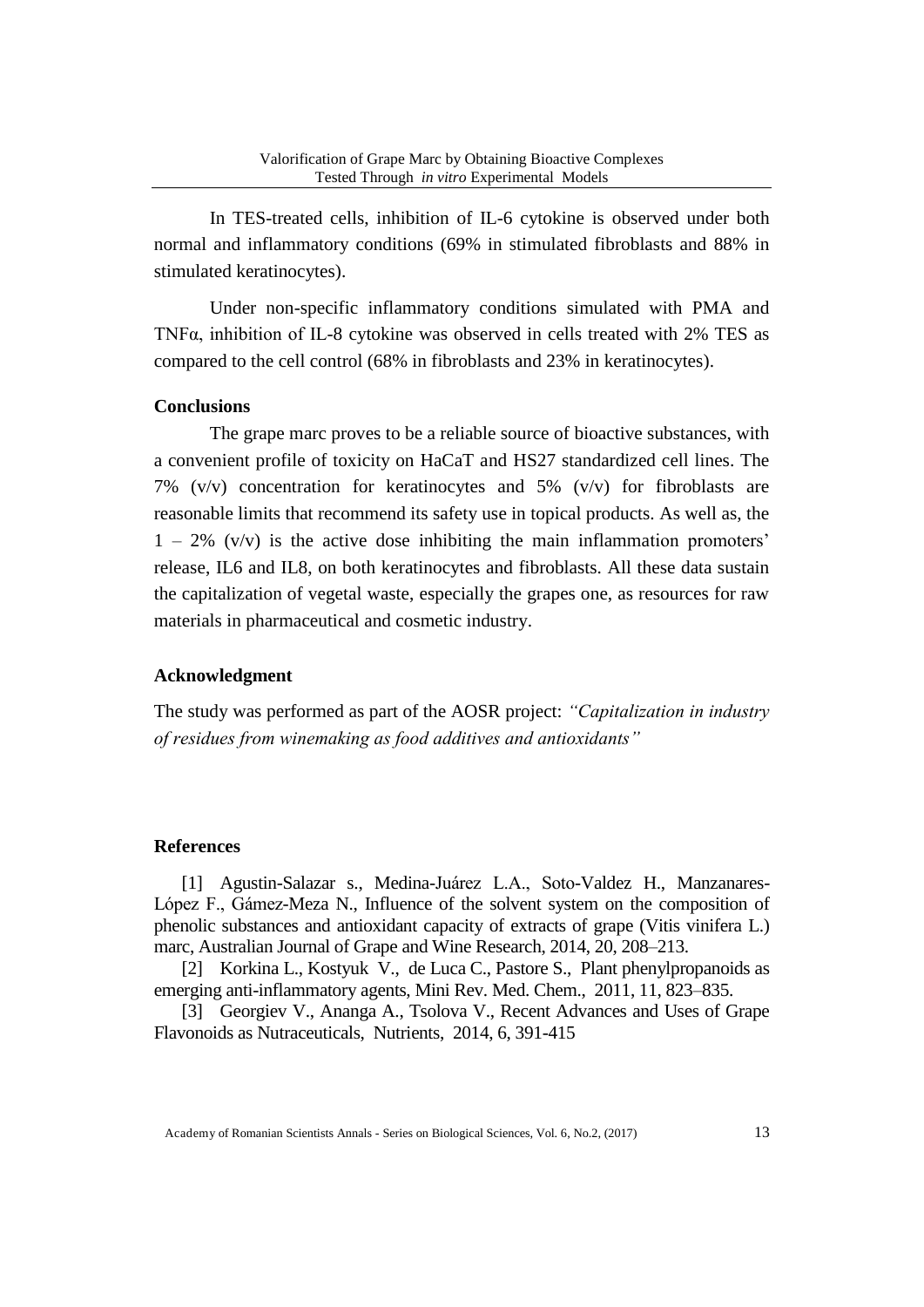In TES-treated cells, inhibition of IL-6 cytokine is observed under both normal and inflammatory conditions (69% in stimulated fibroblasts and 88% in stimulated keratinocytes).

Under non-specific inflammatory conditions simulated with PMA and TNFα, inhibition of IL-8 cytokine was observed in cells treated with 2% TES as compared to the cell control (68% in fibroblasts and 23% in keratinocytes).

## Conclusions

The grape marc proves to be a reliable source of bioactive substances, with a convenient profile of toxicity on HaCaT and HS27 standardized cell lines. The 7% (v/v) concentration for keratinocytes and 5% (v/v) for fibroblasts are reasonable limits that recommend its safety use in topical products. As well as, the 1 – 2% (v/v) is the active dose inhibiting the main inflammation promoters' release, IL6 and IL8, on both keratinocytes and fibroblasts. All these data sustain the capitalization of vegetal waste, especially the grapes one, as resources for raw materials in pharmaceutical and cosmetic industry.

## Acknowledgment

The study was performed as part of the AOSR project: *"Capitalization in industry of residues from winemaking as food additives and antioxidants"*

## References

[1] Agustin-Salazar s., Medina-Juárez L.A., Soto-Valdez H., Manzanares-López F., Gámez-Meza N., Influence of the solvent system on the composition of phenolic substances and antioxidant capacity of extracts of grape (Vitis vinifera L.) marc, Australian Journal of Grape and Wine Research, 2014, 20, 208–213.

[2] Korkina L., Kostyuk V., de Luca C., Pastore S., Plant phenylpropanoids as emerging anti-inflammatory agents, Mini Rev. Med. Chem., 2011, 11, 823–835.

[3] Georgiev V., Ananga A., Tsolova V., Recent Advances and Uses of Grape Flavonoids as Nutraceuticals, Nutrients, 2014, 6, 391-415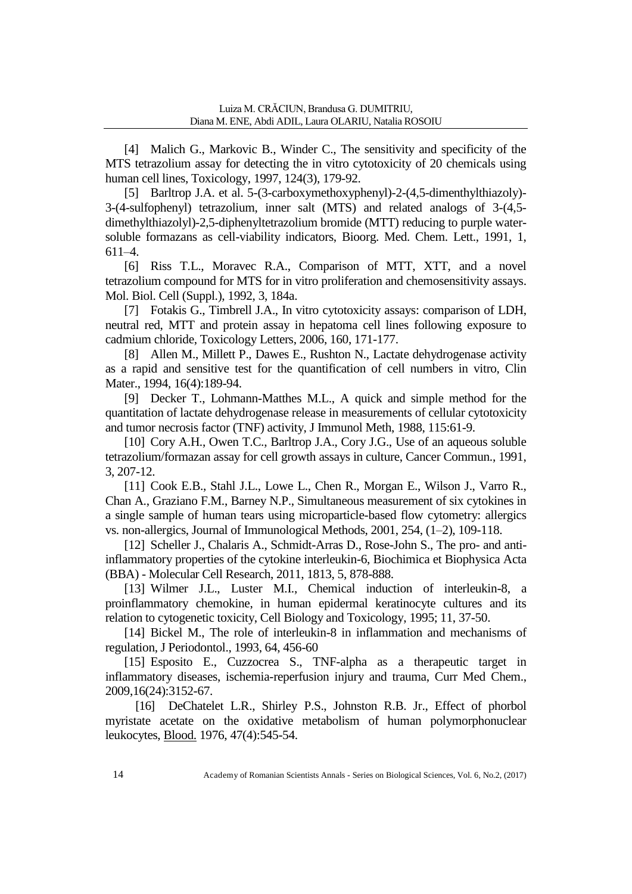[4] Malich G., Markovic B., Winder C., The sensitivity and specificity of the MTS tetrazolium assay for detecting the in vitro cytotoxicity of 20 chemicals using human cell lines, Toxicology, 1997, 124(3), 179-92.

[5] Barltrop J.A. et al. 5-(3-carboxymethoxyphenyl)-2-(4,5-dimenthylthiazoly)-3-(4-sulfophenyl) tetrazolium, inner salt (MTS) and related analogs of 3-(4,5-dimethylthiazolyl)-2,5-diphenyltetrazolium bromide (MTT) reducing to purple water-soluble formazans as cell-viability indicators, Bioorg. Med. Chem. Lett., 1991, 1, 611–4.

[6] Riss T.L., Moravec R.A., Comparison of MTT, XTT, and a novel tetrazolium compound for MTS for in vitro proliferation and chemosensitivity assays. Mol. Biol. Cell (Suppl.), 1992, 3, 184a.

[7] Fotakis G., Timbrell J.A., In vitro cytotoxicity assays: comparison of LDH, neutral red, MTT and protein assay in hepatoma cell lines following exposure to cadmium chloride, Toxicology Letters, 2006, 160, 171-177.

[8] Allen M., Millett P., Dawes E., Rushton N., Lactate dehydrogenase activity as a rapid and sensitive test for the quantification of cell numbers in vitro, Clin Mater., 1994, 16(4):189-94.

[9] Decker T., Lohmann-Matthes M.L., A quick and simple method for the quantitation of lactate dehydrogenase release in measurements of cellular cytotoxicity and tumor necrosis factor (TNF) activity, J Immunol Meth, 1988, 115:61-9.

[10] Cory A.H., Owen T.C., Barltrop J.A., Cory J.G., Use of an aqueous soluble tetrazolium/formazan assay for cell growth assays in culture, Cancer Commun., 1991, 3, 207-12.

[11] Cook E.B., Stahl J.L., Lowe L., Chen R., Morgan E., Wilson J., Varro R., Chan A., Graziano F.M., Barney N.P., Simultaneous measurement of six cytokines in a single sample of human tears using microparticle-based flow cytometry: allergics vs. non-allergics, Journal of Immunological Methods, 2001, 254, (1–2), 109-118.

[12] Scheller J., Chalaris A., Schmidt-Arras D., Rose-John S., The pro- and anti-inflammatory properties of the cytokine interleukin-6, Biochimica et Biophysica Acta (BBA) - Molecular Cell Research, 2011, 1813, 5, 878-888.

[13] Wilmer J.L., Luster M.I., Chemical induction of interleukin-8, a proinflammatory chemokine, in human epidermal keratinocyte cultures and its relation to cytogenetic toxicity, Cell Biology and Toxicology, 1995; 11, 37-50.

[14] Bickel M., The role of interleukin-8 in inflammation and mechanisms of regulation, J Periodontol., 1993, 64, 456-60

[15] Esposito E., Cuzzocrea S., TNF-alpha as a therapeutic target in inflammatory diseases, ischemia-reperfusion injury and trauma, Curr Med Chem., 2009,16(24):3152-67.

[16] DeChatelet L.R., Shirley P.S., Johnston R.B. Jr., Effect of phorbol myristate acetate on the oxidative metabolism of human polymorphonuclear leukocytes, Blood. 1976, 47(4):545-54.